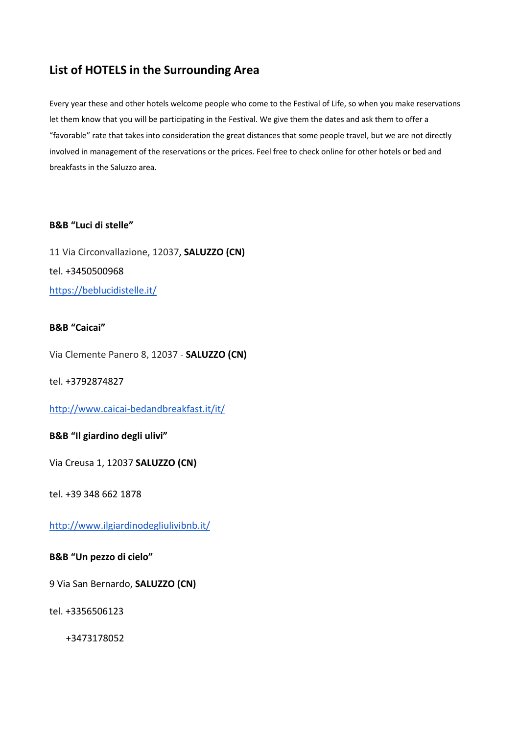## List of HOTELS in the Surrounding Area

Every year these and other hotels welcome people who come to the Festival of Life, so when you make reservations let them know that you will be participating in the Festival. We give them the dates and ask them to offer a "favorable" rate that takes into consideration the great distances that some people travel, but we are not directly involved in management of the reservations or the prices. Feel free to check online for other hotels or bed and breakfasts in the Saluzzo area.

**B&B "Luci di stelle"**

11 Via Circonvallazione, 12037, **SALUZZO (CN)**

tel. +3450500968

https://beblucidistelle.it/

**B&B "Caicai"**

Via Clemente Panero 8, 12037 - **SALUZZO (CN)**

tel. +3792874827

http://www.caicai-bedandbreakfast.it/it/

**B&B "Il giardino degli ulivi"**

Via Creusa 1, 12037 **SALUZZO (CN)**

tel. +39 348 662 1878

http://www.ilgiardinodegliulivibnb.it/

**B&B "Un pezzo di cielo"**

9 Via San Bernardo, **SALUZZO (CN)**

tel. +3356506123

+3473178052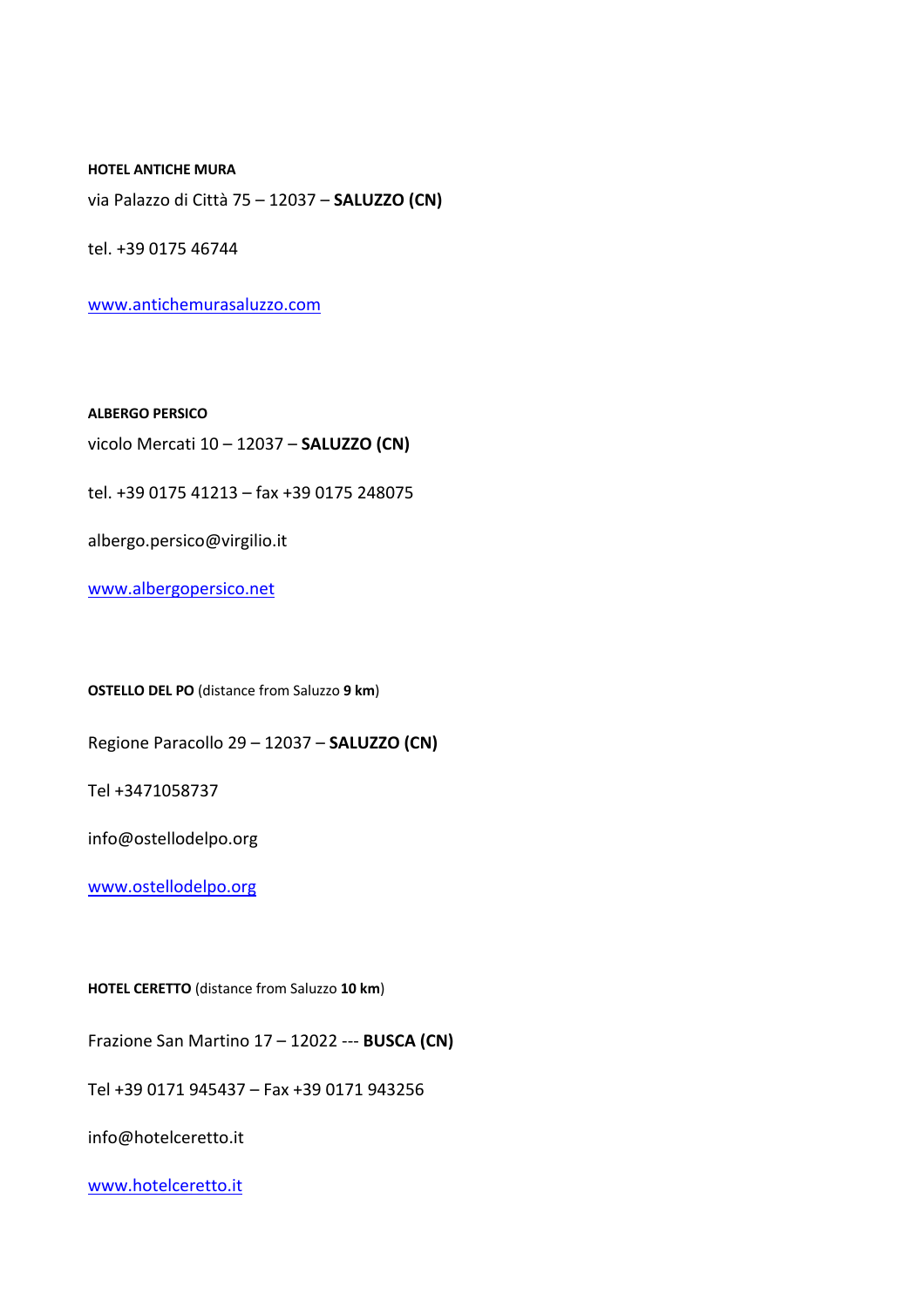**HOTEL ANTICHE MURA**

via Palazzo di Città 75 – 12037 – **SALUZZO (CN)**

tel. +39 0175 46744

www.antichemurasaluzzo.com

**ALBERGO PERSICO**

vicolo Mercati 10 – 12037 – **SALUZZO (CN)**

tel. +39 0175 41213 – fax +39 0175 248075

albergo.persico@virgilio.it

www.albergopersico.net

**OSTELLO DEL PO** (distance from Saluzzo **9 km**)

Regione Paracollo 29 – 12037 – **SALUZZO (CN)**

Tel +3471058737

info@ostellodelpo.org

www.ostellodelpo.org

**HOTEL CERETTO** (distance from Saluzzo **10 km**)

Frazione San Martino 17 – 12022 --- **BUSCA (CN)**

Tel +39 0171 945437 – Fax +39 0171 943256

info@hotelceretto.it

www.hotelceretto.it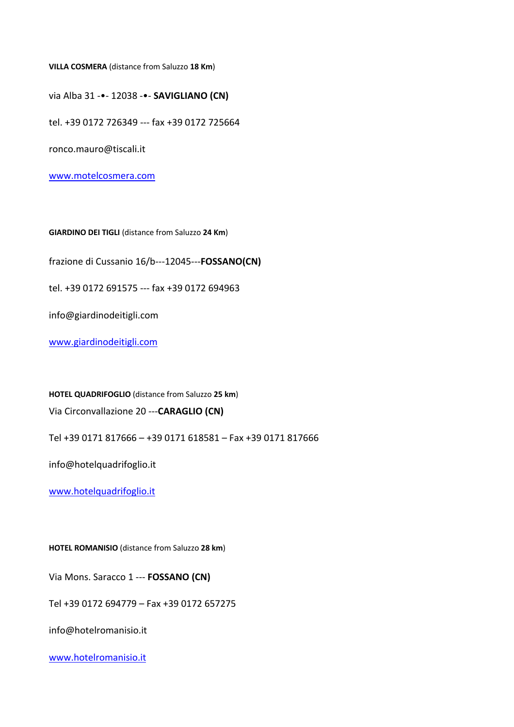**VILLA COSMERA** (distance from Saluzzo **18 Km**)

via Alba 31 -•- 12038 -•- **SAVIGLIANO (CN)**

tel. +39 0172 726349 --- fax +39 0172 725664

ronco.mauro@tiscali.it

[www.motelcosmera.com](http://www.motelcosmera.com)

**GIARDINO DEI TIGLI** (distance from Saluzzo **24 Km**)

frazione di Cussanio 16/b---12045---**FOSSANO(CN)**

tel. +39 0172 691575 --- fax +39 0172 694963

info@giardinodeitigli.com

[www.giardinodeitigli.com](http://www.giardinodeitigli.com)

**HOTEL QUADRIFOGLIO** (distance from Saluzzo **25 km**)

Via Circonvallazione 20 ---**CARAGLIO (CN)**

Tel +39 0171 817666 – +39 0171 618581 – Fax +39 0171 817666

info@hotelquadrifoglio.it

[www.hotelquadrifoglio.it](http://www.hotelquadrifoglio.it)

**HOTEL ROMANISIO** (distance from Saluzzo **28 km**)

Via Mons. Saracco 1 --- **FOSSANO (CN)**

Tel +39 0172 694779 – Fax +39 0172 657275

info@hotelromanisio.it

[www.hotelromanisio.it](http://www.hotelromanisio.it)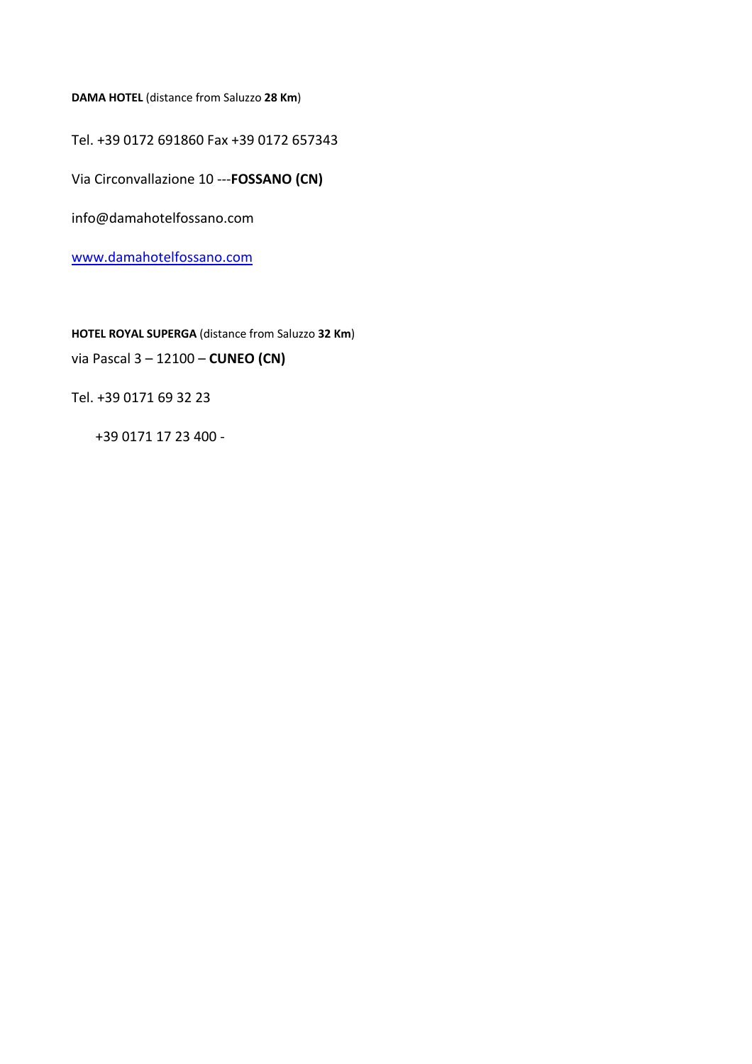**DAMA HOTEL** (distance from Saluzzo **28 Km**)

Tel. +39 0172 691860 Fax +39 0172 657343

Via Circonvallazione 10 ---**FOSSANO (CN)**

info@damahotelfossano.com

[www.damahotelfossano.com](http://www.damahotelfossano.com)

**HOTEL ROYAL SUPERGA** (distance from Saluzzo **32 Km**)

via Pascal 3 – 12100 – **CUNEO (CN)**

Tel. +39 0171 69 32 23

+39 0171 17 23 400 -